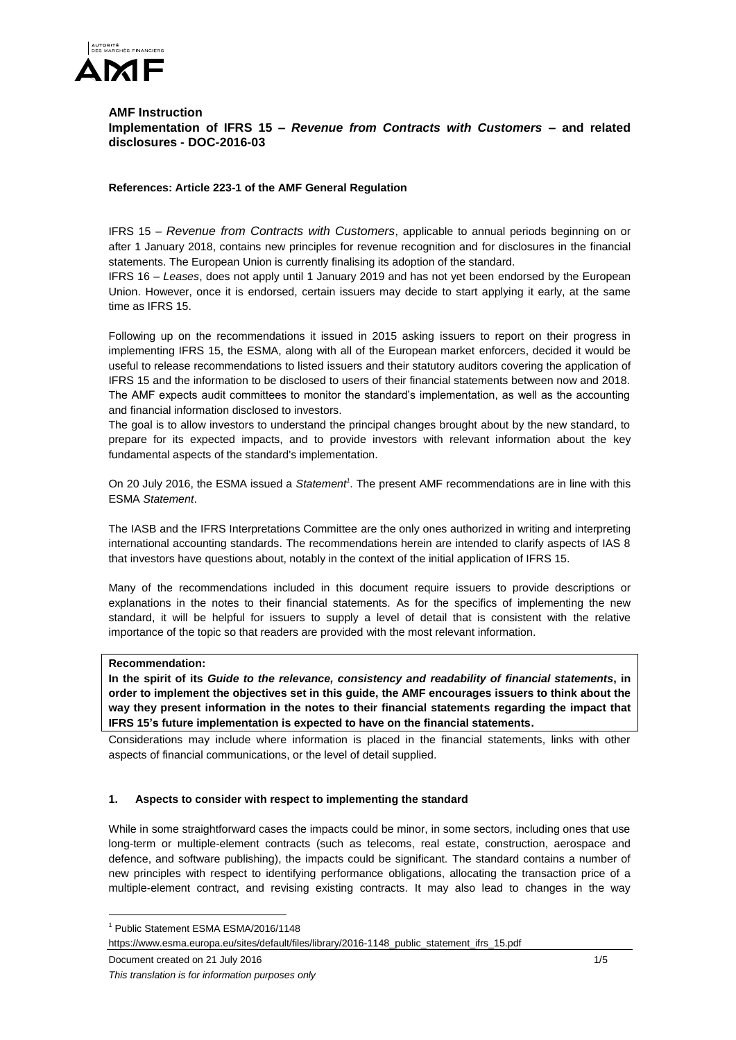**AMF Instruction**
**Implementation of IFRS 15 – *Revenue from Contracts with Customers* – and related disclosures - DOC-2016-03**

**References: Article 223-1 of the AMF General Regulation**

IFRS 15 – *Revenue from Contracts with Customers*, applicable to annual periods beginning on or after 1 January 2018, contains new principles for revenue recognition and for disclosures in the financial statements. The European Union is currently finalising its adoption of the standard.

IFRS 16 – *Leases*, does not apply until 1 January 2019 and has not yet been endorsed by the European Union. However, once it is endorsed, certain issuers may decide to start applying it early, at the same time as IFRS 15.

Following up on the recommendations it issued in 2015 asking issuers to report on their progress in implementing IFRS 15, the ESMA, along with all of the European market enforcers, decided it would be useful to release recommendations to listed issuers and their statutory auditors covering the application of IFRS 15 and the information to be disclosed to users of their financial statements between now and 2018. The AMF expects audit committees to monitor the standard's implementation, as well as the accounting and financial information disclosed to investors.

The goal is to allow investors to understand the principal changes brought about by the new standard, to prepare for its expected impacts, and to provide investors with relevant information about the key fundamental aspects of the standard's implementation.

On 20 July 2016, the ESMA issued a *Statement*[1]. The present AMF recommendations are in line with this ESMA *Statement*.

The IASB and the IFRS Interpretations Committee are the only ones authorized in writing and interpreting international accounting standards. The recommendations herein are intended to clarify aspects of IAS 8 that investors have questions about, notably in the context of the initial application of IFRS 15.

Many of the recommendations included in this document require issuers to provide descriptions or explanations in the notes to their financial statements. As for the specifics of implementing the new standard, it will be helpful for issuers to supply a level of detail that is consistent with the relative importance of the topic so that readers are provided with the most relevant information.

**Recommendation:**
**In the spirit of its *Guide to the relevance, consistency and readability of financial statements*, in order to implement the objectives set in this guide, the AMF encourages issuers to think about the way they present information in the notes to their financial statements regarding the impact that IFRS 15's future implementation is expected to have on the financial statements.**

Considerations may include where information is placed in the financial statements, links with other aspects of financial communications, or the level of detail supplied.

## 1. Aspects to consider with respect to implementing the standard

While in some straightforward cases the impacts could be minor, in some sectors, including ones that use long-term or multiple-element contracts (such as telecoms, real estate, construction, aerospace and defence, and software publishing), the impacts could be significant. The standard contains a number of new principles with respect to identifying performance obligations, allocating the transaction price of a multiple-element contract, and revising existing contracts. It may also lead to changes in the way

---

[1] Public Statement ESMA ESMA/2016/1148
https://www.esma.europa.eu/sites/default/files/library/2016-1148_public_statement_ifrs_15.pdf

Document created on 21 July 2016

*This translation is for information purposes only*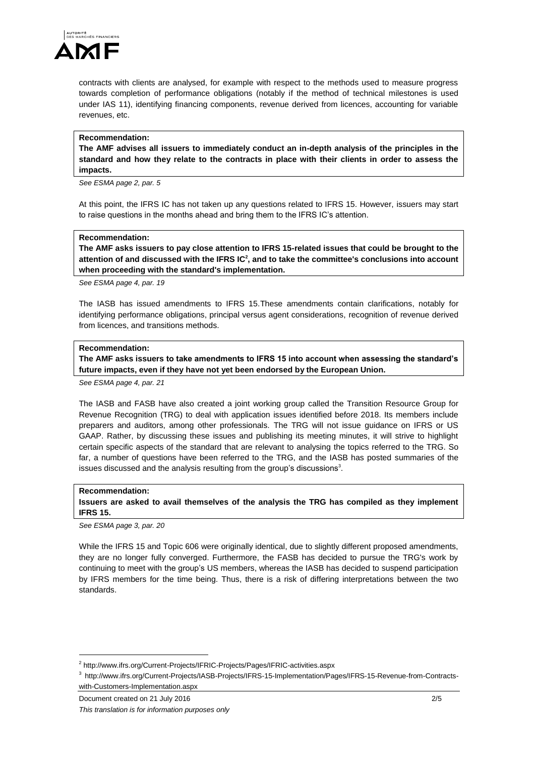contracts with clients are analysed, for example with respect to the methods used to measure progress towards completion of performance obligations (notably if the method of technical milestones is used under IAS 11), identifying financing components, revenue derived from licences, accounting for variable revenues, etc.

**Recommendation:**

**The AMF advises all issuers to immediately conduct an in-depth analysis of the principles in the standard and how they relate to the contracts in place with their clients in order to assess the impacts.**

*See ESMA page 2, par. 5*

At this point, the IFRS IC has not taken up any questions related to IFRS 15. However, issuers may start to raise questions in the months ahead and bring them to the IFRS IC's attention.

**Recommendation:**

**The AMF asks issuers to pay close attention to IFRS 15-related issues that could be brought to the attention of and discussed with the IFRS IC[2], and to take the committee's conclusions into account when proceeding with the standard's implementation.**

*See ESMA page 4, par. 19*

The IASB has issued amendments to IFRS 15.These amendments contain clarifications, notably for identifying performance obligations, principal versus agent considerations, recognition of revenue derived from licences, and transitions methods.

**Recommendation:**

**The AMF asks issuers to take amendments to IFRS 15 into account when assessing the standard's future impacts, even if they have not yet been endorsed by the European Union.**

*See ESMA page 4, par. 21*

The IASB and FASB have also created a joint working group called the Transition Resource Group for Revenue Recognition (TRG) to deal with application issues identified before 2018. Its members include preparers and auditors, among other professionals. The TRG will not issue guidance on IFRS or US GAAP. Rather, by discussing these issues and publishing its meeting minutes, it will strive to highlight certain specific aspects of the standard that are relevant to analysing the topics referred to the TRG. So far, a number of questions have been referred to the TRG, and the IASB has posted summaries of the issues discussed and the analysis resulting from the group's discussions[3].

**Recommendation:**

**Issuers are asked to avail themselves of the analysis the TRG has compiled as they implement IFRS 15.**

*See ESMA page 3, par. 20*

While the IFRS 15 and Topic 606 were originally identical, due to slightly different proposed amendments, they are no longer fully converged. Furthermore, the FASB has decided to pursue the TRG's work by continuing to meet with the group's US members, whereas the IASB has decided to suspend participation by IFRS members for the time being. Thus, there is a risk of differing interpretations between the two standards.

---

[2] http://www.ifrs.org/Current-Projects/IFRIC-Projects/Pages/IFRIC-activities.aspx

[3] http://www.ifrs.org/Current-Projects/IASB-Projects/IFRS-15-Implementation/Pages/IFRS-15-Revenue-from-Contracts-with-Customers-Implementation.aspx

Document created on 21 July 2016

*This translation is for information purposes only*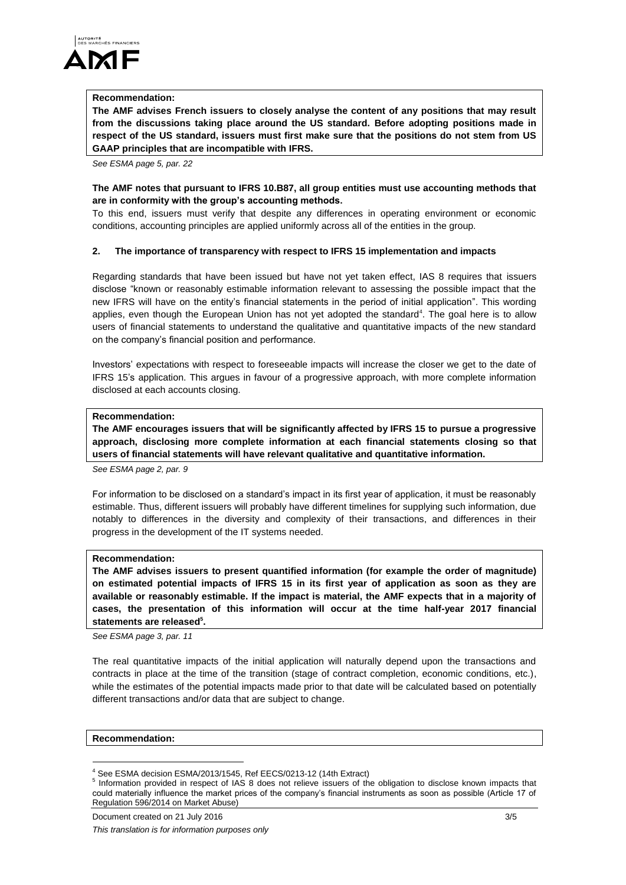**Recommendation:**

**The AMF advises French issuers to closely analyse the content of any positions that may result from the discussions taking place around the US standard. Before adopting positions made in respect of the US standard, issuers must first make sure that the positions do not stem from US GAAP principles that are incompatible with IFRS.**

*See ESMA page 5, par. 22*

**The AMF notes that pursuant to IFRS 10.B87, all group entities must use accounting methods that are in conformity with the group's accounting methods.**

To this end, issuers must verify that despite any differences in operating environment or economic conditions, accounting principles are applied uniformly across all of the entities in the group.

## 2. The importance of transparency with respect to IFRS 15 implementation and impacts

Regarding standards that have been issued but have not yet taken effect, IAS 8 requires that issuers disclose "known or reasonably estimable information relevant to assessing the possible impact that the new IFRS will have on the entity's financial statements in the period of initial application". This wording applies, even though the European Union has not yet adopted the standard[4]. The goal here is to allow users of financial statements to understand the qualitative and quantitative impacts of the new standard on the company's financial position and performance.

Investors' expectations with respect to foreseeable impacts will increase the closer we get to the date of IFRS 15's application. This argues in favour of a progressive approach, with more complete information disclosed at each accounts closing.

**Recommendation:**

**The AMF encourages issuers that will be significantly affected by IFRS 15 to pursue a progressive approach, disclosing more complete information at each financial statements closing so that users of financial statements will have relevant qualitative and quantitative information.**

*See ESMA page 2, par. 9*

For information to be disclosed on a standard's impact in its first year of application, it must be reasonably estimable. Thus, different issuers will probably have different timelines for supplying such information, due notably to differences in the diversity and complexity of their transactions, and differences in their progress in the development of the IT systems needed.

**Recommendation:**

**The AMF advises issuers to present quantified information (for example the order of magnitude) on estimated potential impacts of IFRS 15 in its first year of application as soon as they are available or reasonably estimable. If the impact is material, the AMF expects that in a majority of cases, the presentation of this information will occur at the time half-year 2017 financial statements are released[5].**

*See ESMA page 3, par. 11*

The real quantitative impacts of the initial application will naturally depend upon the transactions and contracts in place at the time of the transition (stage of contract completion, economic conditions, etc.), while the estimates of the potential impacts made prior to that date will be calculated based on potentially different transactions and/or data that are subject to change.

**Recommendation:**

---

[4] See ESMA decision ESMA/2013/1545, Ref EECS/0213-12 (14th Extract)

[5] Information provided in respect of IAS 8 does not relieve issuers of the obligation to disclose known impacts that could materially influence the market prices of the company's financial instruments as soon as possible (Article 17 of Regulation 596/2014 on Market Abuse)

Document created on 21 July 2016

*This translation is for information purposes only*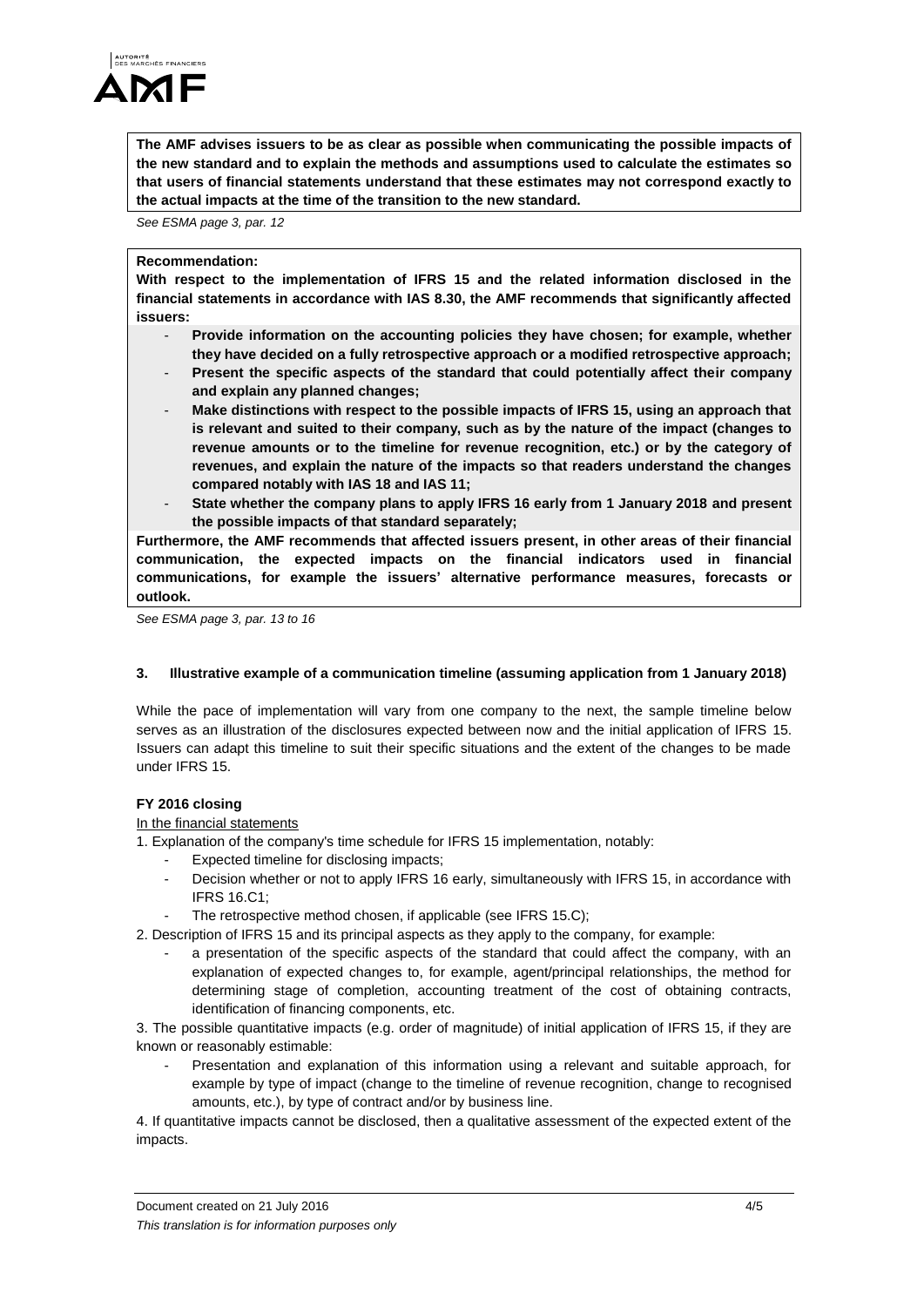**The AMF advises issuers to be as clear as possible when communicating the possible impacts of the new standard and to explain the methods and assumptions used to calculate the estimates so that users of financial statements understand that these estimates may not correspond exactly to the actual impacts at the time of the transition to the new standard.**

*See ESMA page 3, par. 12*

**Recommendation:**

**With respect to the implementation of IFRS 15 and the related information disclosed in the financial statements in accordance with IAS 8.30, the AMF recommends that significantly affected issuers:**

- **Provide information on the accounting policies they have chosen; for example, whether they have decided on a fully retrospective approach or a modified retrospective approach;**
- **Present the specific aspects of the standard that could potentially affect their company and explain any planned changes;**
- **Make distinctions with respect to the possible impacts of IFRS 15, using an approach that is relevant and suited to their company, such as by the nature of the impact (changes to revenue amounts or to the timeline for revenue recognition, etc.) or by the category of revenues, and explain the nature of the impacts so that readers understand the changes compared notably with IAS 18 and IAS 11;**
- **State whether the company plans to apply IFRS 16 early from 1 January 2018 and present the possible impacts of that standard separately;**

**Furthermore, the AMF recommends that affected issuers present, in other areas of their financial communication, the expected impacts on the financial indicators used in financial communications, for example the issuers' alternative performance measures, forecasts or outlook.**

*See ESMA page 3, par. 13 to 16*

### 3. Illustrative example of a communication timeline (assuming application from 1 January 2018)

While the pace of implementation will vary from one company to the next, the sample timeline below serves as an illustration of the disclosures expected between now and the initial application of IFRS 15. Issuers can adapt this timeline to suit their specific situations and the extent of the changes to be made under IFRS 15.

**FY 2016 closing**

In the financial statements

1. Explanation of the company's time schedule for IFRS 15 implementation, notably:
   - Expected timeline for disclosing impacts;
   - Decision whether or not to apply IFRS 16 early, simultaneously with IFRS 15, in accordance with IFRS 16.C1;
   - The retrospective method chosen, if applicable (see IFRS 15.C);
2. Description of IFRS 15 and its principal aspects as they apply to the company, for example:
   - a presentation of the specific aspects of the standard that could affect the company, with an explanation of expected changes to, for example, agent/principal relationships, the method for determining stage of completion, accounting treatment of the cost of obtaining contracts, identification of financing components, etc.
3. The possible quantitative impacts (e.g. order of magnitude) of initial application of IFRS 15, if they are known or reasonably estimable:
   - Presentation and explanation of this information using a relevant and suitable approach, for example by type of impact (change to the timeline of revenue recognition, change to recognised amounts, etc.), by type of contract and/or by business line.
4. If quantitative impacts cannot be disclosed, then a qualitative assessment of the expected extent of the impacts.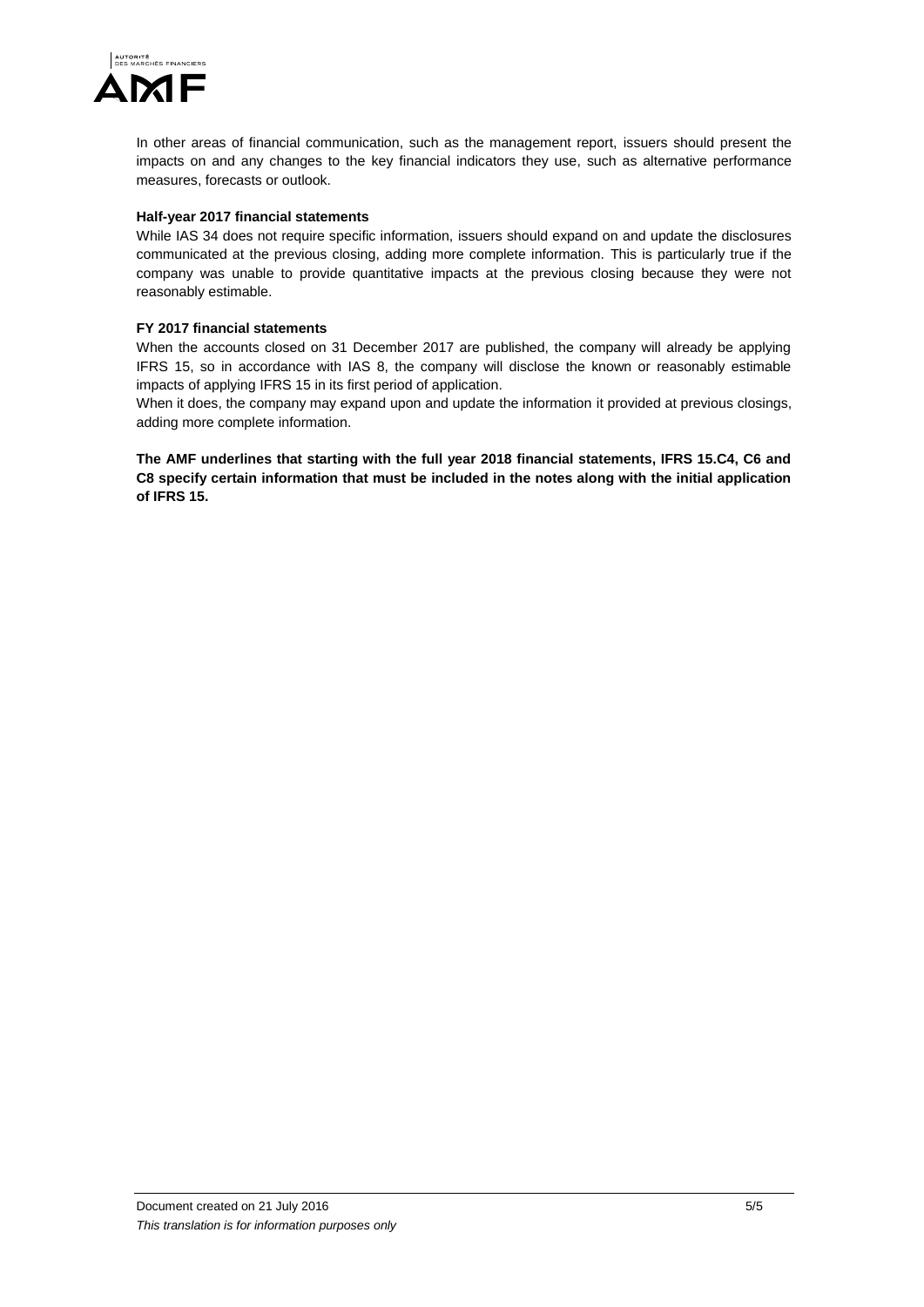In other areas of financial communication, such as the management report, issuers should present the impacts on and any changes to the key financial indicators they use, such as alternative performance measures, forecasts or outlook.

**Half-year 2017 financial statements**

While IAS 34 does not require specific information, issuers should expand on and update the disclosures communicated at the previous closing, adding more complete information. This is particularly true if the company was unable to provide quantitative impacts at the previous closing because they were not reasonably estimable.

**FY 2017 financial statements**

When the accounts closed on 31 December 2017 are published, the company will already be applying IFRS 15, so in accordance with IAS 8, the company will disclose the known or reasonably estimable impacts of applying IFRS 15 in its first period of application.

When it does, the company may expand upon and update the information it provided at previous closings, adding more complete information.

**The AMF underlines that starting with the full year 2018 financial statements, IFRS 15.C4, C6 and C8 specify certain information that must be included in the notes along with the initial application of IFRS 15.**

Document created on 21 July 2016

*This translation is for information purposes only*